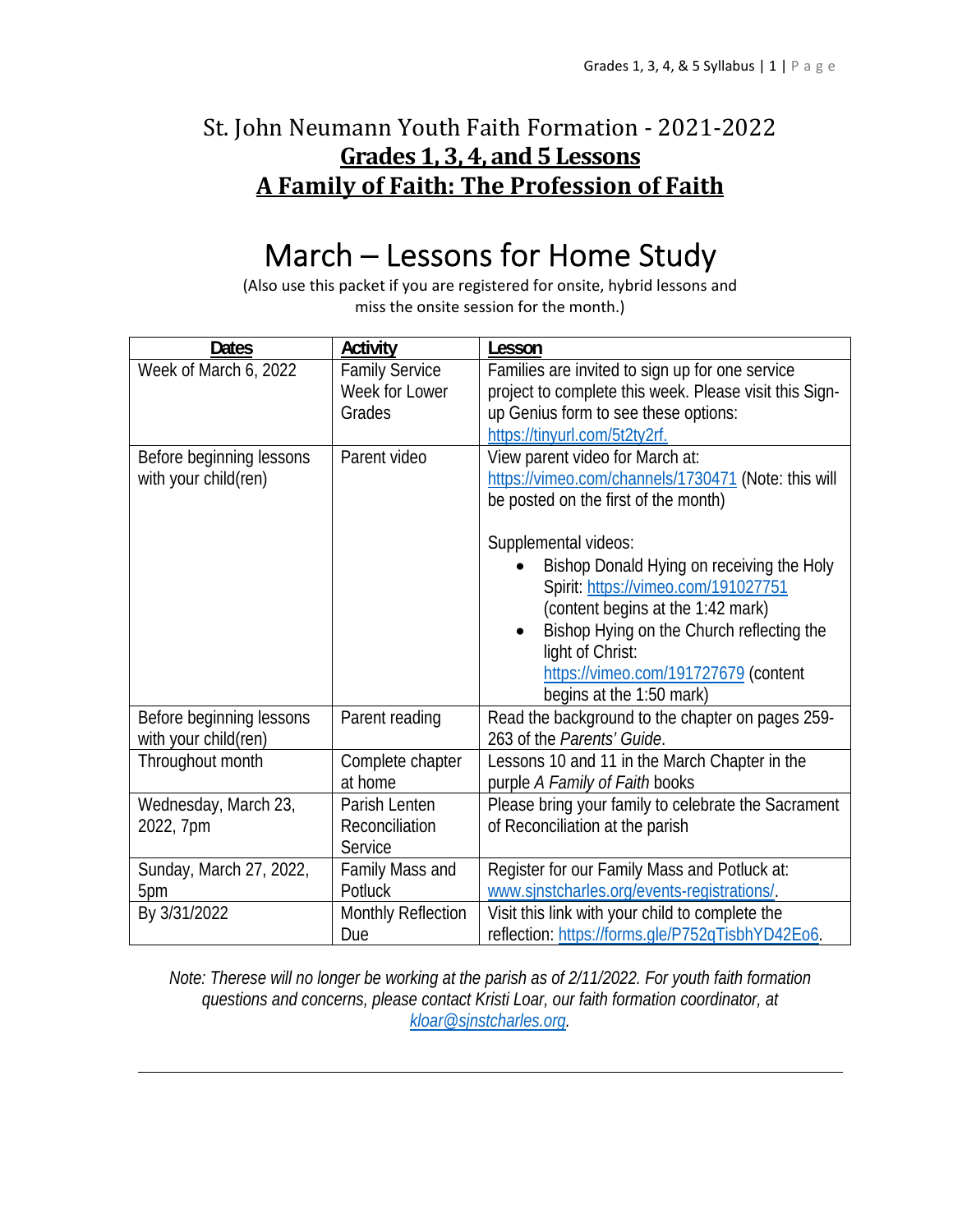# St. John Neumann Youth Faith Formation - 2021-2022

## **Grades 1, 3, 4, and 5 Lessons**

## **A Family of Faith: The Profession of Faith**

# March – Lessons for Home Study

(Also use this packet if you are registered for onsite, hybrid lessons and miss the onsite session for the month.)

| Dates | Activity | Lesson |
|---|---|---|
| Week of March 6, 2022 | Family Service Week for Lower Grades | Families are invited to sign up for one service project to complete this week. Please visit this Sign-up Genius form to see these options: https://tinyurl.com/5t2ty2rf. |
| Before beginning lessons with your child(ren) | Parent video | View parent video for March at: https://vimeo.com/channels/1730471 (Note: this will be posted on the first of the month)<br><br>Supplemental videos:<br>• Bishop Donald Hying on receiving the Holy Spirit: https://vimeo.com/191027751 (content begins at the 1:42 mark)<br>• Bishop Hying on the Church reflecting the light of Christ: https://vimeo.com/191727679 (content begins at the 1:50 mark) |
| Before beginning lessons with your child(ren) | Parent reading | Read the background to the chapter on pages 259-263 of the *Parents' Guide*. |
| Throughout month | Complete chapter at home | Lessons 10 and 11 in the March Chapter in the purple *A Family of Faith* books |
| Wednesday, March 23, 2022, 7pm | Parish Lenten Reconciliation Service | Please bring your family to celebrate the Sacrament of Reconciliation at the parish |
| Sunday, March 27, 2022, 5pm | Family Mass and Potluck | Register for our Family Mass and Potluck at: www.sjnstcharles.org/events-registrations/. |
| By 3/31/2022 | Monthly Reflection Due | Visit this link with your child to complete the reflection: https://forms.gle/P752qTisbhYD42Eo6. |

*Note: Therese will no longer be working at the parish as of 2/11/2022. For youth faith formation questions and concerns, please contact Kristi Loar, our faith formation coordinator, at kloar@sjnstcharles.org.*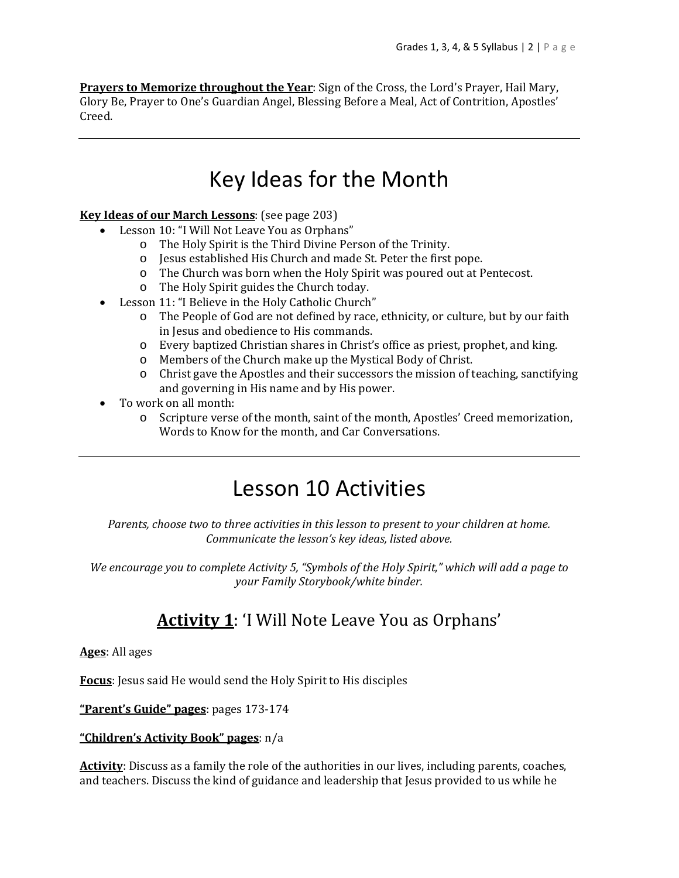**Prayers to Memorize throughout the Year**: Sign of the Cross, the Lord's Prayer, Hail Mary, Glory Be, Prayer to One's Guardian Angel, Blessing Before a Meal, Act of Contrition, Apostles' Creed.

---

# Key Ideas for the Month

**Key Ideas of our March Lessons**: (see page 203)

- Lesson 10: "I Will Not Leave You as Orphans"
  - The Holy Spirit is the Third Divine Person of the Trinity.
  - Jesus established His Church and made St. Peter the first pope.
  - The Church was born when the Holy Spirit was poured out at Pentecost.
  - The Holy Spirit guides the Church today.
- Lesson 11: "I Believe in the Holy Catholic Church"
  - The People of God are not defined by race, ethnicity, or culture, but by our faith in Jesus and obedience to His commands.
  - Every baptized Christian shares in Christ's office as priest, prophet, and king.
  - Members of the Church make up the Mystical Body of Christ.
  - Christ gave the Apostles and their successors the mission of teaching, sanctifying and governing in His name and by His power.
- To work on all month:
  - Scripture verse of the month, saint of the month, Apostles' Creed memorization, Words to Know for the month, and Car Conversations.

---

# Lesson 10 Activities

*Parents, choose two to three activities in this lesson to present to your children at home. Communicate the lesson's key ideas, listed above.*

*We encourage you to complete Activity 5, "Symbols of the Holy Spirit," which will add a page to your Family Storybook/white binder.*

## **Activity 1**: 'I Will Note Leave You as Orphans'

**Ages**: All ages

**Focus**: Jesus said He would send the Holy Spirit to His disciples

**"Parent's Guide" pages**: pages 173-174

**"Children's Activity Book" pages**: n/a

**Activity**: Discuss as a family the role of the authorities in our lives, including parents, coaches, and teachers. Discuss the kind of guidance and leadership that Jesus provided to us while he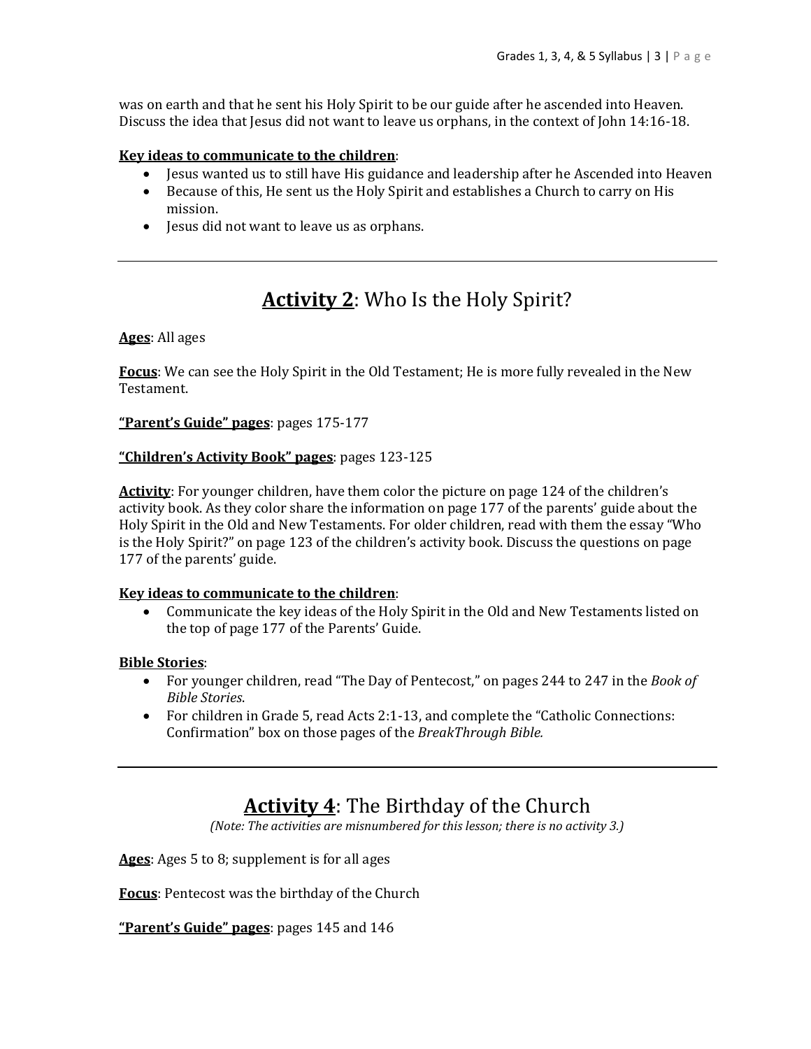was on earth and that he sent his Holy Spirit to be our guide after he ascended into Heaven. Discuss the idea that Jesus did not want to leave us orphans, in the context of John 14:16-18.

**Key ideas to communicate to the children**:

- Jesus wanted us to still have His guidance and leadership after he Ascended into Heaven
- Because of this, He sent us the Holy Spirit and establishes a Church to carry on His mission.
- Jesus did not want to leave us as orphans.

---

## **Activity 2**: Who Is the Holy Spirit?

**Ages**: All ages

**Focus**: We can see the Holy Spirit in the Old Testament; He is more fully revealed in the New Testament.

**"Parent's Guide" pages**: pages 175-177

**"Children's Activity Book" pages**: pages 123-125

**Activity**: For younger children, have them color the picture on page 124 of the children's activity book. As they color share the information on page 177 of the parents' guide about the Holy Spirit in the Old and New Testaments. For older children, read with them the essay "Who is the Holy Spirit?" on page 123 of the children's activity book. Discuss the questions on page 177 of the parents' guide.

**Key ideas to communicate to the children**:

- Communicate the key ideas of the Holy Spirit in the Old and New Testaments listed on the top of page 177 of the Parents' Guide.

**Bible Stories**:

- For younger children, read "The Day of Pentecost," on pages 244 to 247 in the *Book of Bible Stories*.
- For children in Grade 5, read Acts 2:1-13, and complete the "Catholic Connections: Confirmation" box on those pages of the *BreakThrough Bible.*

---

## **Activity 4**: The Birthday of the Church

*(Note: The activities are misnumbered for this lesson; there is no activity 3.)*

**Ages**: Ages 5 to 8; supplement is for all ages

**Focus**: Pentecost was the birthday of the Church

**"Parent's Guide" pages**: pages 145 and 146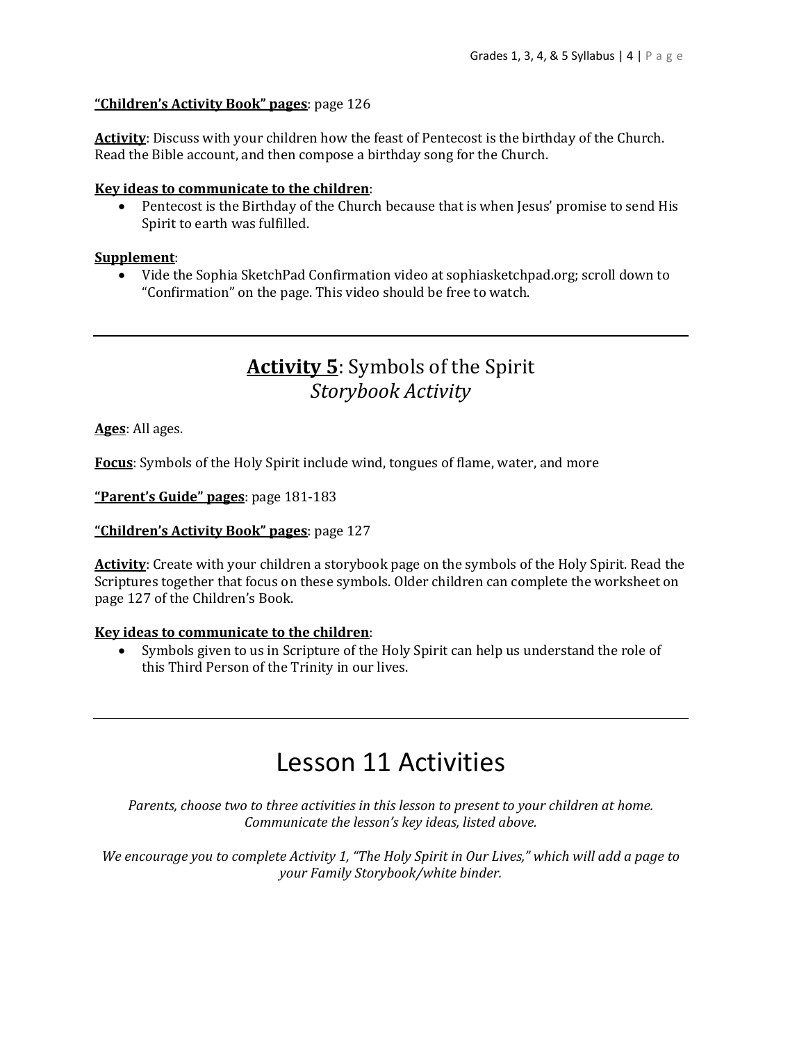**"Children's Activity Book" pages**: page 126

**Activity**: Discuss with your children how the feast of Pentecost is the birthday of the Church. Read the Bible account, and then compose a birthday song for the Church.

**Key ideas to communicate to the children**:

- Pentecost is the Birthday of the Church because that is when Jesus' promise to send His Spirit to earth was fulfilled.

**Supplement**:

- Vide the Sophia SketchPad Confirmation video at sophiasketchpad.org; scroll down to "Confirmation" on the page. This video should be free to watch.

---

## **Activity 5**: Symbols of the Spirit *Storybook Activity*

**Ages**: All ages.

**Focus**: Symbols of the Holy Spirit include wind, tongues of flame, water, and more

**"Parent's Guide" pages**: page 181-183

**"Children's Activity Book" pages**: page 127

**Activity**: Create with your children a storybook page on the symbols of the Holy Spirit. Read the Scriptures together that focus on these symbols. Older children can complete the worksheet on page 127 of the Children's Book.

**Key ideas to communicate to the children**:

- Symbols given to us in Scripture of the Holy Spirit can help us understand the role of this Third Person of the Trinity in our lives.

---

# Lesson 11 Activities

*Parents, choose two to three activities in this lesson to present to your children at home. Communicate the lesson's key ideas, listed above.*

*We encourage you to complete Activity 1, "The Holy Spirit in Our Lives," which will add a page to your Family Storybook/white binder.*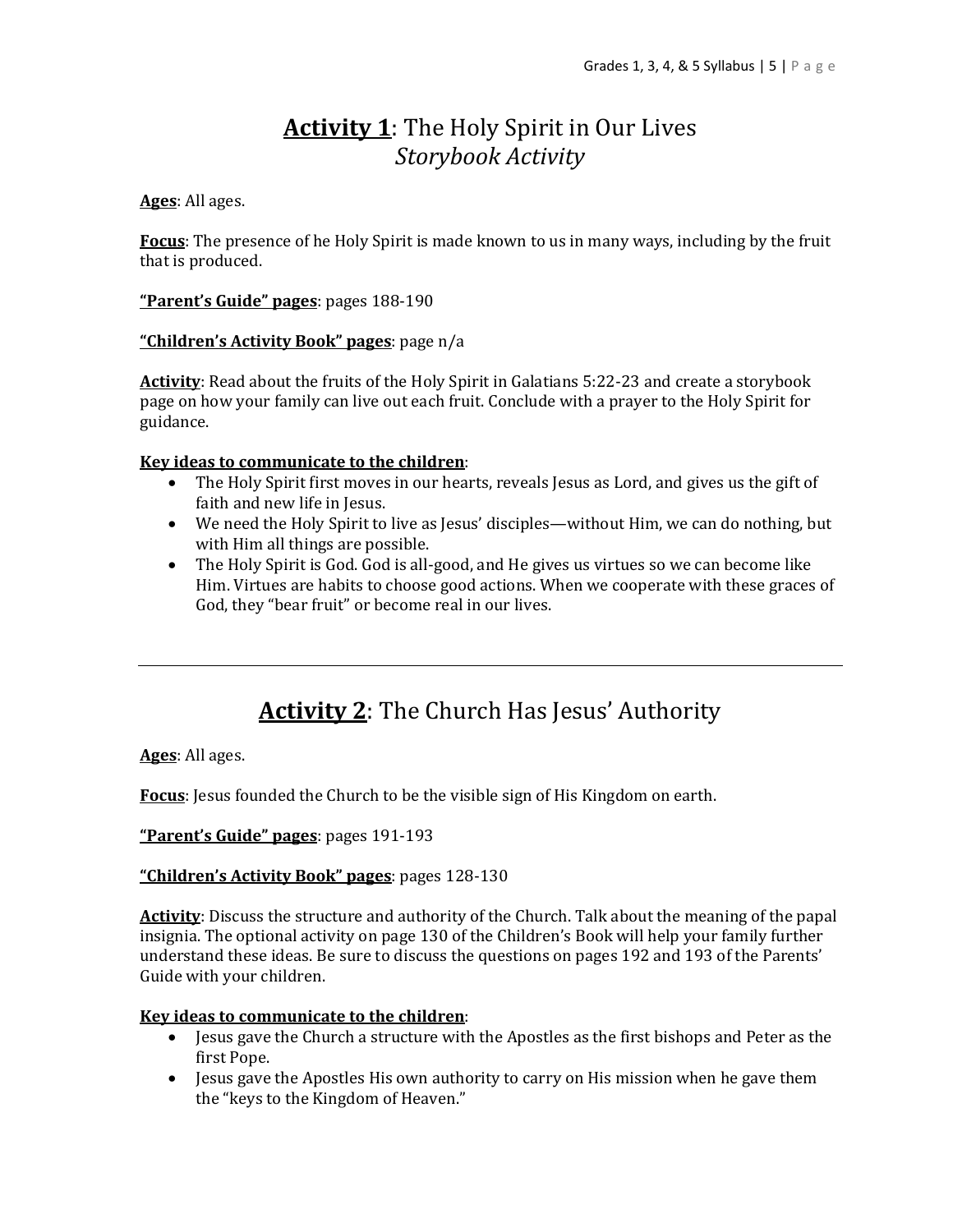# **Activity 1**: The Holy Spirit in Our Lives
## *Storybook Activity*

**Ages**: All ages.

**Focus**: The presence of he Holy Spirit is made known to us in many ways, including by the fruit that is produced.

**"Parent's Guide" pages**: pages 188-190

**"Children's Activity Book" pages**: page n/a

**Activity**: Read about the fruits of the Holy Spirit in Galatians 5:22-23 and create a storybook page on how your family can live out each fruit. Conclude with a prayer to the Holy Spirit for guidance.

**Key ideas to communicate to the children**:

- The Holy Spirit first moves in our hearts, reveals Jesus as Lord, and gives us the gift of faith and new life in Jesus.
- We need the Holy Spirit to live as Jesus' disciples—without Him, we can do nothing, but with Him all things are possible.
- The Holy Spirit is God. God is all-good, and He gives us virtues so we can become like Him. Virtues are habits to choose good actions. When we cooperate with these graces of God, they "bear fruit" or become real in our lives.

---

# **Activity 2**: The Church Has Jesus' Authority

**Ages**: All ages.

**Focus**: Jesus founded the Church to be the visible sign of His Kingdom on earth.

**"Parent's Guide" pages**: pages 191-193

**"Children's Activity Book" pages**: pages 128-130

**Activity**: Discuss the structure and authority of the Church. Talk about the meaning of the papal insignia. The optional activity on page 130 of the Children's Book will help your family further understand these ideas. Be sure to discuss the questions on pages 192 and 193 of the Parents' Guide with your children.

**Key ideas to communicate to the children**:

- Jesus gave the Church a structure with the Apostles as the first bishops and Peter as the first Pope.
- Jesus gave the Apostles His own authority to carry on His mission when he gave them the "keys to the Kingdom of Heaven."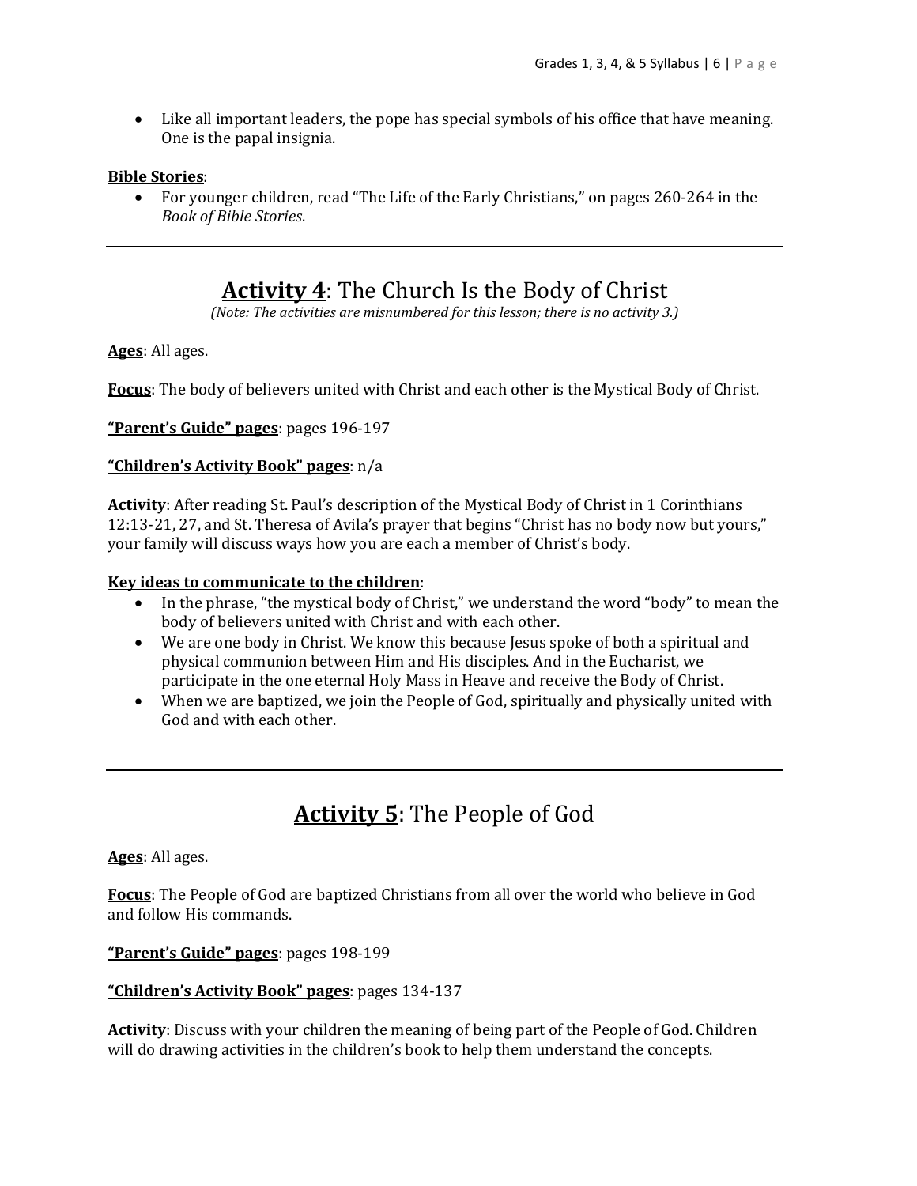- Like all important leaders, the pope has special symbols of his office that have meaning. One is the papal insignia.

**Bible Stories**:

- For younger children, read "The Life of the Early Christians," on pages 260-264 in the *Book of Bible Stories*.

---

## **Activity 4**: The Church Is the Body of Christ

*(Note: The activities are misnumbered for this lesson; there is no activity 3.)*

**Ages**: All ages.

**Focus**: The body of believers united with Christ and each other is the Mystical Body of Christ.

**"Parent's Guide" pages**: pages 196-197

**"Children's Activity Book" pages**: n/a

**Activity**: After reading St. Paul's description of the Mystical Body of Christ in 1 Corinthians 12:13-21, 27, and St. Theresa of Avila's prayer that begins "Christ has no body now but yours," your family will discuss ways how you are each a member of Christ's body.

**Key ideas to communicate to the children**:

- In the phrase, "the mystical body of Christ," we understand the word "body" to mean the body of believers united with Christ and with each other.
- We are one body in Christ. We know this because Jesus spoke of both a spiritual and physical communion between Him and His disciples. And in the Eucharist, we participate in the one eternal Holy Mass in Heave and receive the Body of Christ.
- When we are baptized, we join the People of God, spiritually and physically united with God and with each other.

---

## **Activity 5**: The People of God

**Ages**: All ages.

**Focus**: The People of God are baptized Christians from all over the world who believe in God and follow His commands.

**"Parent's Guide" pages**: pages 198-199

**"Children's Activity Book" pages**: pages 134-137

**Activity**: Discuss with your children the meaning of being part of the People of God. Children will do drawing activities in the children's book to help them understand the concepts.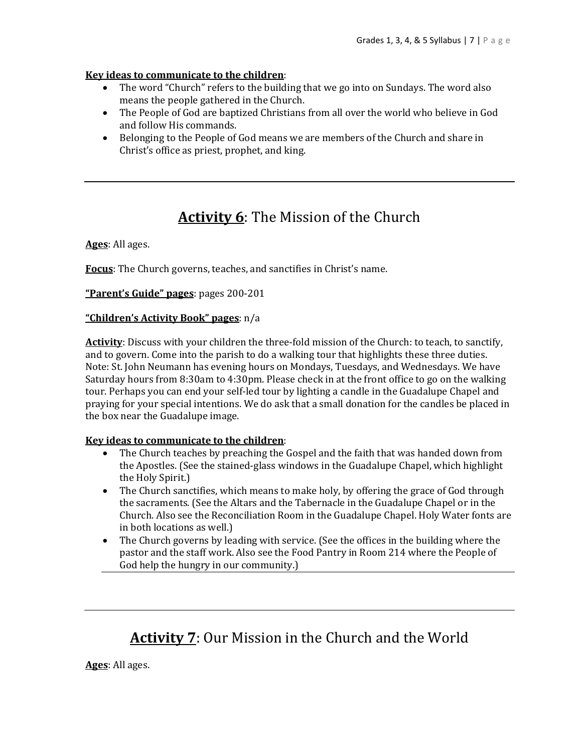**Key ideas to communicate to the children**:

- The word "Church" refers to the building that we go into on Sundays. The word also means the people gathered in the Church.
- The People of God are baptized Christians from all over the world who believe in God and follow His commands.
- Belonging to the People of God means we are members of the Church and share in Christ's office as priest, prophet, and king.

---

## Activity 6: The Mission of the Church

**Ages**: All ages.

**Focus**: The Church governs, teaches, and sanctifies in Christ's name.

**"Parent's Guide" pages**: pages 200-201

**"Children's Activity Book" pages**: n/a

**Activity**: Discuss with your children the three-fold mission of the Church: to teach, to sanctify, and to govern. Come into the parish to do a walking tour that highlights these three duties. Note: St. John Neumann has evening hours on Mondays, Tuesdays, and Wednesdays. We have Saturday hours from 8:30am to 4:30pm. Please check in at the front office to go on the walking tour. Perhaps you can end your self-led tour by lighting a candle in the Guadalupe Chapel and praying for your special intentions. We do ask that a small donation for the candles be placed in the box near the Guadalupe image.

**Key ideas to communicate to the children**:

- The Church teaches by preaching the Gospel and the faith that was handed down from the Apostles. (See the stained-glass windows in the Guadalupe Chapel, which highlight the Holy Spirit.)
- The Church sanctifies, which means to make holy, by offering the grace of God through the sacraments. (See the Altars and the Tabernacle in the Guadalupe Chapel or in the Church. Also see the Reconciliation Room in the Guadalupe Chapel. Holy Water fonts are in both locations as well.)
- The Church governs by leading with service. (See the offices in the building where the pastor and the staff work. Also see the Food Pantry in Room 214 where the People of God help the hungry in our community.)

---

## Activity 7: Our Mission in the Church and the World

**Ages**: All ages.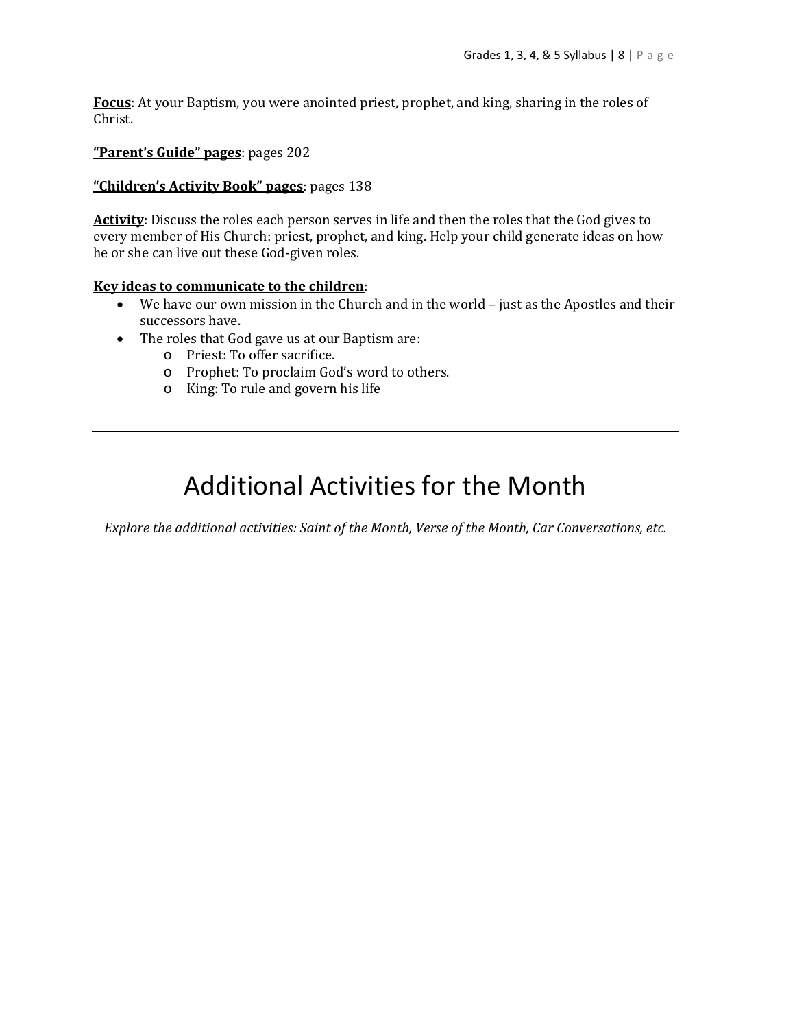**Focus**: At your Baptism, you were anointed priest, prophet, and king, sharing in the roles of Christ.

**"Parent's Guide" pages**: pages 202

**"Children's Activity Book" pages**: pages 138

**Activity**: Discuss the roles each person serves in life and then the roles that the God gives to every member of His Church: priest, prophet, and king. Help your child generate ideas on how he or she can live out these God-given roles.

**Key ideas to communicate to the children**:

- We have our own mission in the Church and in the world – just as the Apostles and their successors have.
- The roles that God gave us at our Baptism are:
    - Priest: To offer sacrifice.
    - Prophet: To proclaim God's word to others.
    - King: To rule and govern his life

---

# Additional Activities for the Month

*Explore the additional activities: Saint of the Month, Verse of the Month, Car Conversations, etc.*